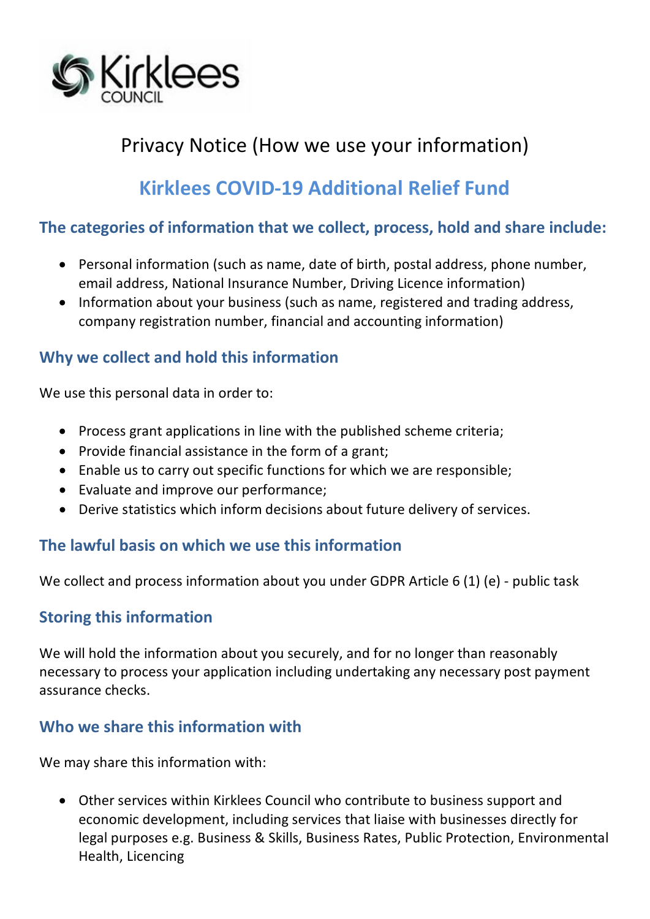Kirklees COUNCIL

# Privacy Notice (How we use your information)

## Kirklees COVID-19 Additional Relief Fund

### The categories of information that we collect, process, hold and share include:

- Personal information (such as name, date of birth, postal address, phone number, email address, National Insurance Number, Driving Licence information)
- Information about your business (such as name, registered and trading address, company registration number, financial and accounting information)

### Why we collect and hold this information

We use this personal data in order to:

- Process grant applications in line with the published scheme criteria;
- Provide financial assistance in the form of a grant;
- Enable us to carry out specific functions for which we are responsible;
- Evaluate and improve our performance;
- Derive statistics which inform decisions about future delivery of services.

### The lawful basis on which we use this information

We collect and process information about you under GDPR Article 6 (1) (e) - public task

### Storing this information

We will hold the information about you securely, and for no longer than reasonably necessary to process your application including undertaking any necessary post payment assurance checks.

### Who we share this information with

We may share this information with:

- Other services within Kirklees Council who contribute to business support and economic development, including services that liaise with businesses directly for legal purposes e.g. Business & Skills, Business Rates, Public Protection, Environmental Health, Licencing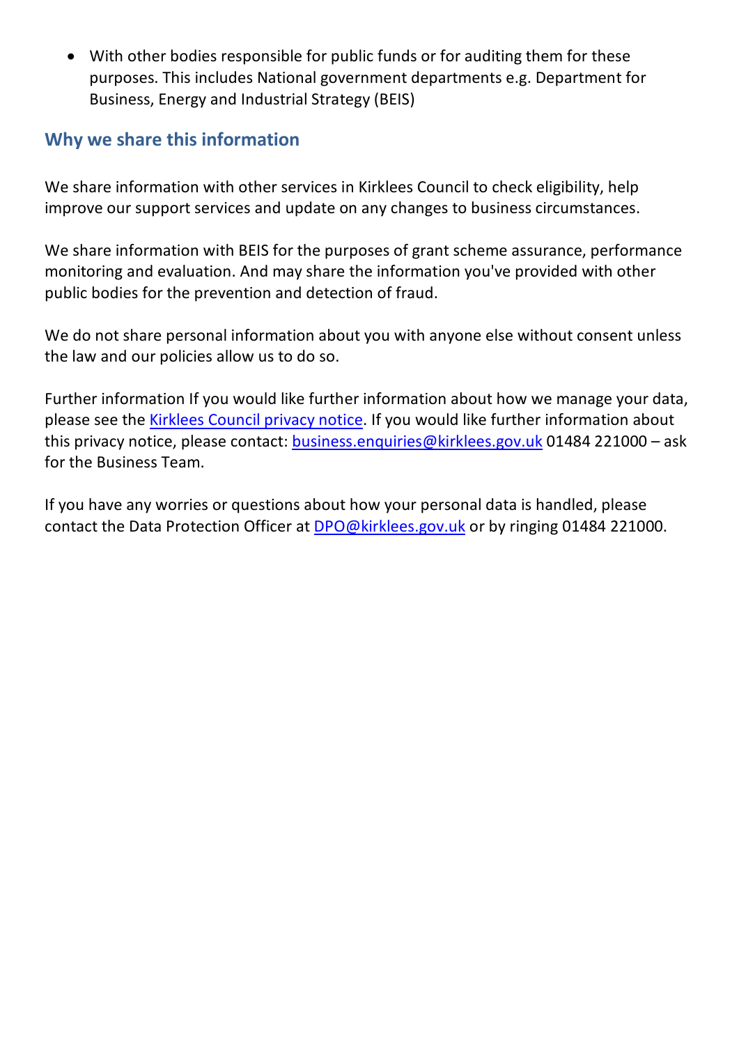- With other bodies responsible for public funds or for auditing them for these purposes. This includes National government departments e.g. Department for Business, Energy and Industrial Strategy (BEIS)

## Why we share this information

We share information with other services in Kirklees Council to check eligibility, help improve our support services and update on any changes to business circumstances.

We share information with BEIS for the purposes of grant scheme assurance, performance monitoring and evaluation. And may share the information you've provided with other public bodies for the prevention and detection of fraud.

We do not share personal information about you with anyone else without consent unless the law and our policies allow us to do so.

Further information If you would like further information about how we manage your data, please see the Kirklees Council privacy notice. If you would like further information about this privacy notice, please contact: business.enquiries@kirklees.gov.uk 01484 221000 – ask for the Business Team.

If you have any worries or questions about how your personal data is handled, please contact the Data Protection Officer at DPO@kirklees.gov.uk or by ringing 01484 221000.